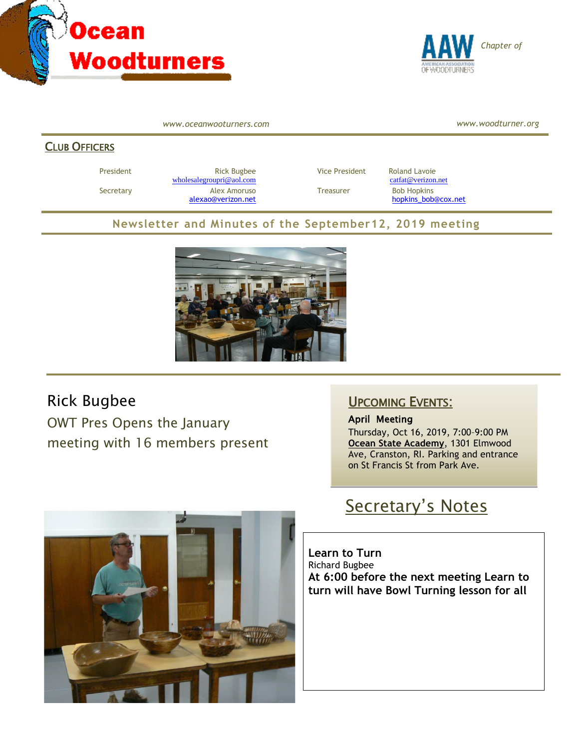# Ocean Woodturners

AAW *Chapter of*

*www.oceanwootурners.com* *www.woodturner.org*

## Club Officers

| | | | |
|---|---|---|---|
| President | Rick Bugbee wholesalegroupri@aol.com | Vice President | Roland Lavoie catfat@verizon.net |
| Secretary | Alex Amoruso alexao@verizon.net | Treasurer | Bob Hopkins hopkins_bob@cox.net |

## Newsletter and Minutes of the September12, 2019 meeting

## Rick Bugbee

OWT Pres Opens the January meeting with 16 members present

## Upcoming Events:

**April Meeting**

Thursday, Oct 16, 2019, 7:00–9:00 PM
**Ocean State Academy**, 1301 Elmwood Ave, Cranston, RI. Parking and entrance on St Francis St from Park Ave.

## Secretary's Notes

**Learn to Turn**
Richard Bugbee
**At 6:00 before the next meeting Learn to turn will have Bowl Turning lesson for all**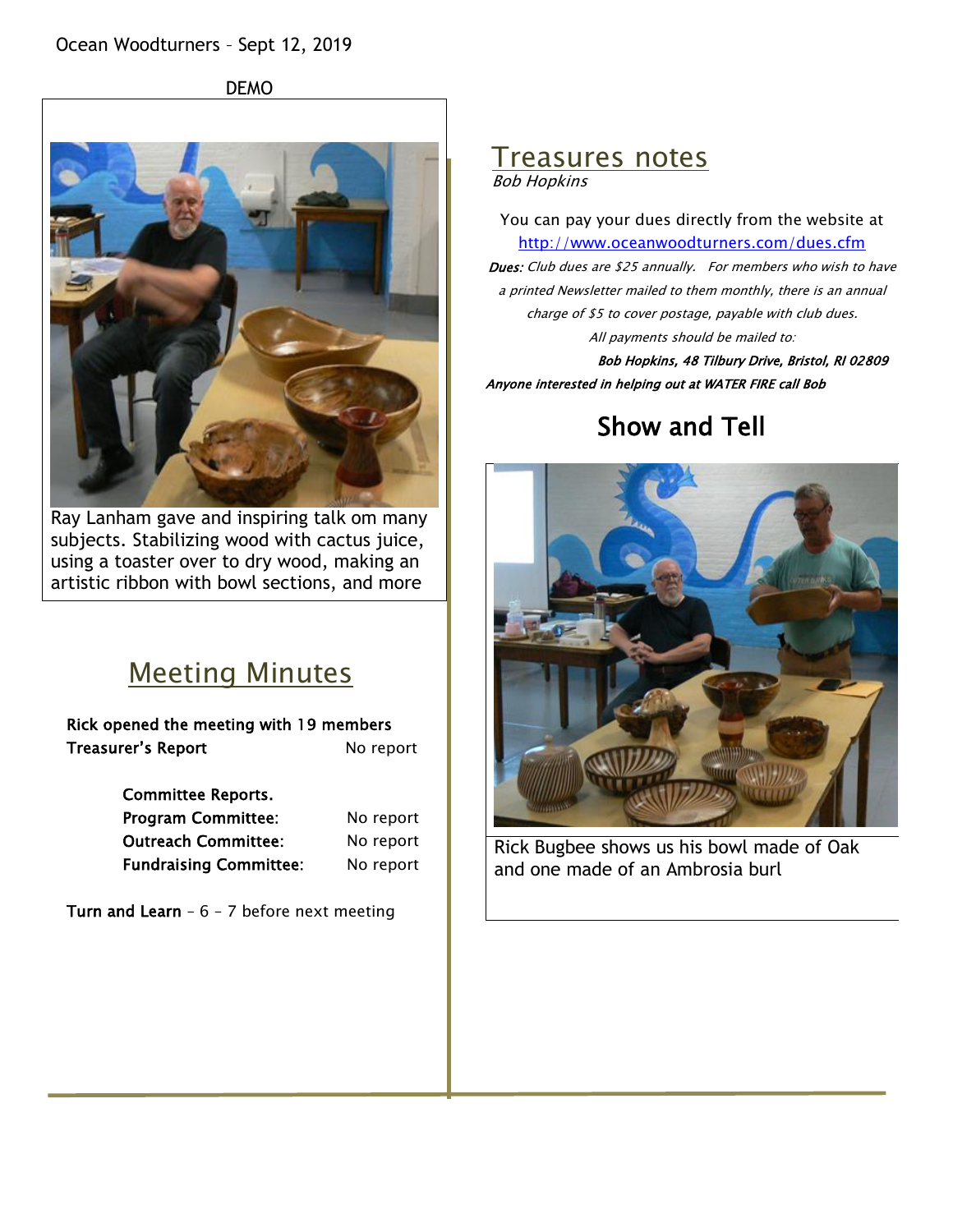Ocean Woodturners – Sept 12, 2019

DEMO

Ray Lanham gave and inspiring talk om many subjects. Stabilizing wood with cactus juice, using a toaster over to dry wood, making an artistic ribbon with bowl sections, and more

## Meeting Minutes

**Rick opened the meeting with 19 members**

**Treasurer's Report** No report

| | |
|---|---|
| **Committee Reports.** | |
| **Program Committee:** | No report |
| **Outreach Committee:** | No report |
| **Fundraising Committee:** | No report |

**Turn and Learn** – 6 – 7 before next meeting

## Treasures notes

*Bob Hopkins*

You can pay your dues directly from the website at http://www.oceanwoodturners.com/dues.cfm

***Dues:*** *Club dues are $25 annually. For members who wish to have a printed Newsletter mailed to them monthly, there is an annual charge of $5 to cover postage, payable with club dues.*

*All payments should be mailed to:*

***Bob Hopkins, 48 Tilbury Drive, Bristol, RI 02809***

***Anyone interested in helping out at WATER FIRE call Bob***

## Show and Tell

Rick Bugbee shows us his bowl made of Oak and one made of an Ambrosia burl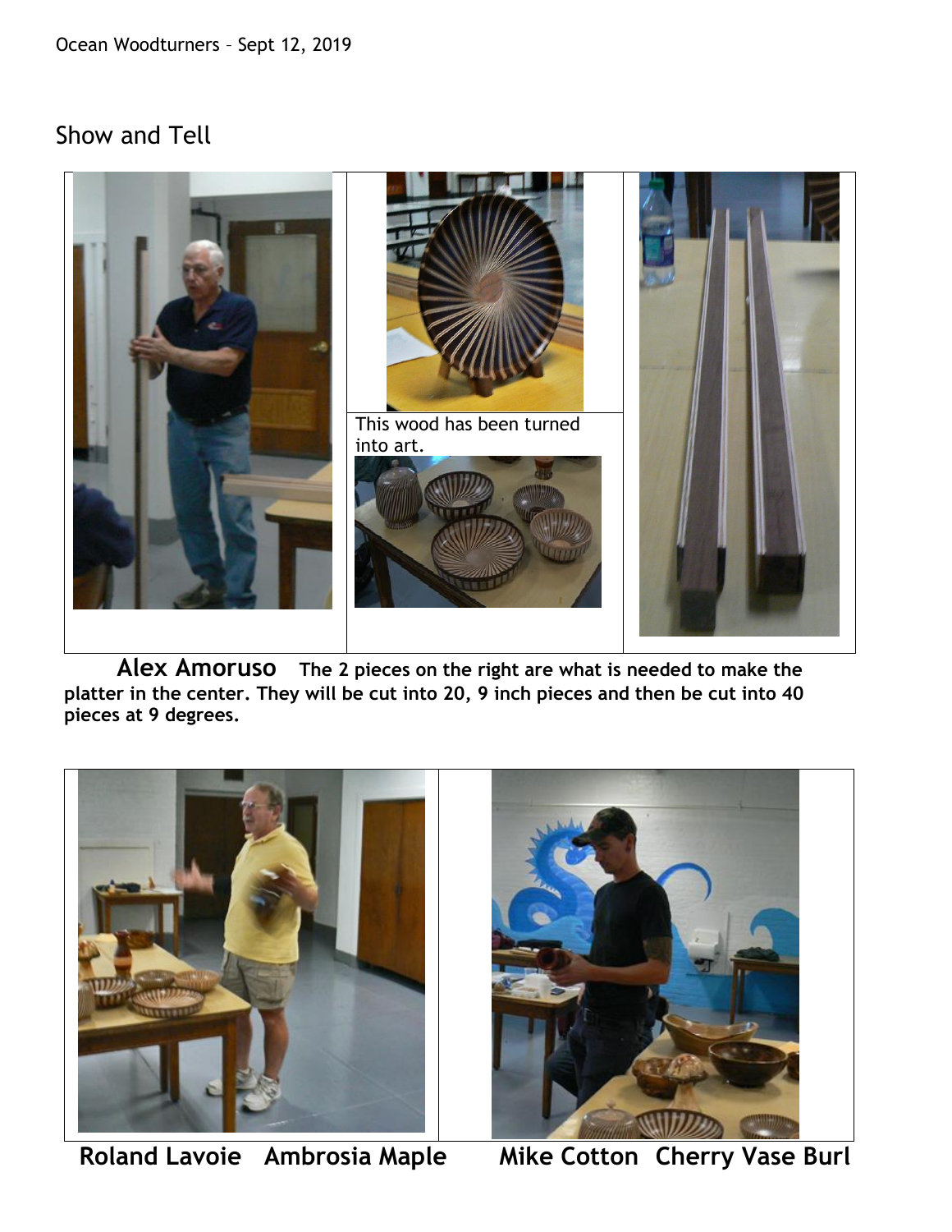## Show and Tell

This wood has been turned into art.

**Alex Amoruso** **The 2 pieces on the right are what is needed to make the platter in the center. They will be cut into 20, 9 inch pieces and then be cut into 40 pieces at 9 degrees.**

**Roland Lavoie Ambrosia Maple**

**Mike Cotton Cherry Vase Burl**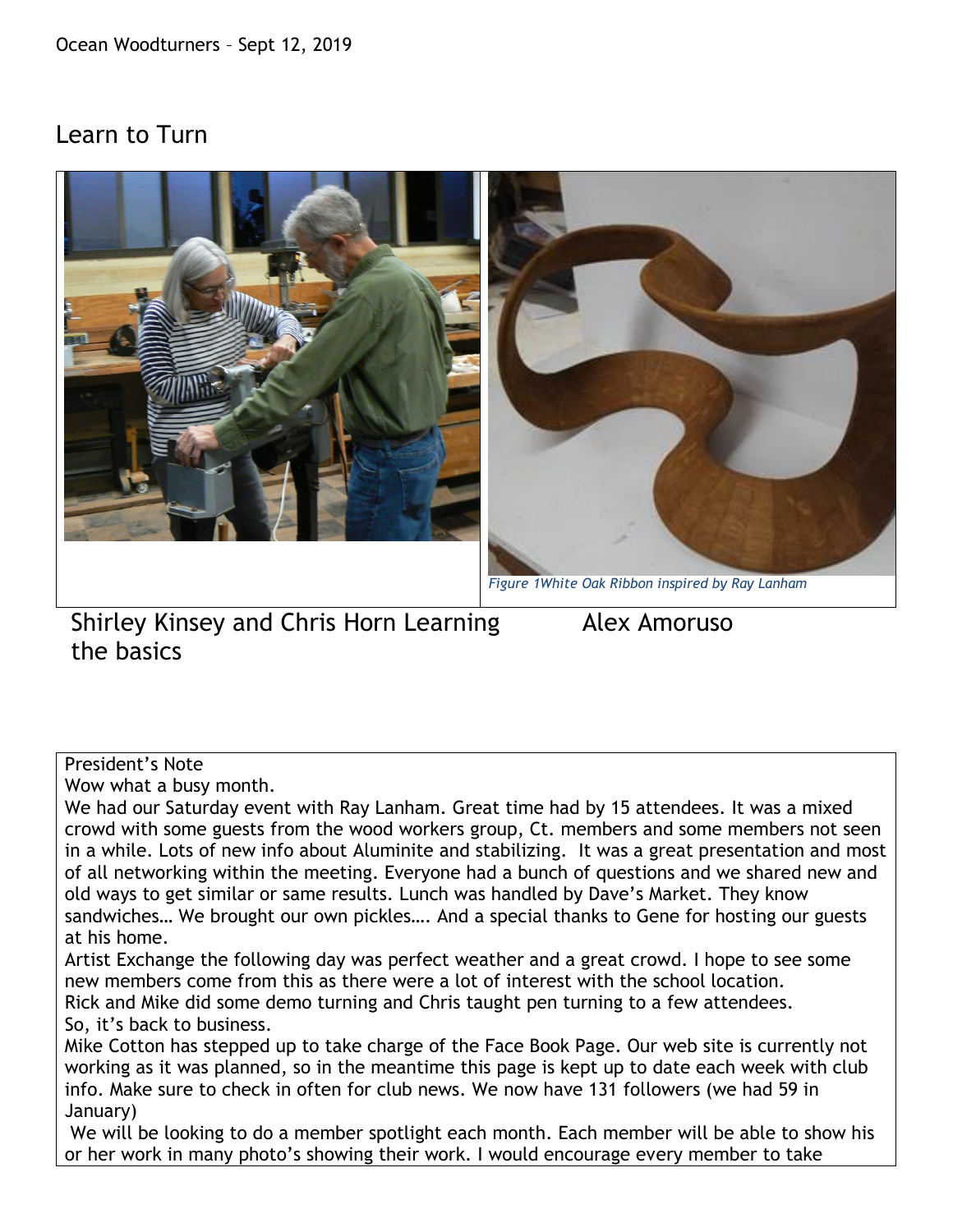Ocean Woodturners – Sept 12, 2019

# Learn to Turn

*Figure 1White Oak Ribbon inspired by Ray Lanham*

Shirley Kinsey and Chris Horn Learning the basics

Alex Amoruso

President's Note

Wow what a busy month.

We had our Saturday event with Ray Lanham. Great time had by 15 attendees. It was a mixed crowd with some guests from the wood workers group, Ct. members and some members not seen in a while. Lots of new info about Aluminite and stabilizing. It was a great presentation and most of all networking within the meeting. Everyone had a bunch of questions and we shared new and old ways to get similar or same results. Lunch was handled by Dave's Market. They know sandwiches… We brought our own pickles…. And a special thanks to Gene for hosting our guests at his home.

Artist Exchange the following day was perfect weather and a great crowd. I hope to see some new members come from this as there were a lot of interest with the school location.

Rick and Mike did some demo turning and Chris taught pen turning to a few attendees.

So, it's back to business.

Mike Cotton has stepped up to take charge of the Face Book Page. Our web site is currently not working as it was planned, so in the meantime this page is kept up to date each week with club info. Make sure to check in often for club news. We now have 131 followers (we had 59 in January)

We will be looking to do a member spotlight each month. Each member will be able to show his or her work in many photo's showing their work. I would encourage every member to take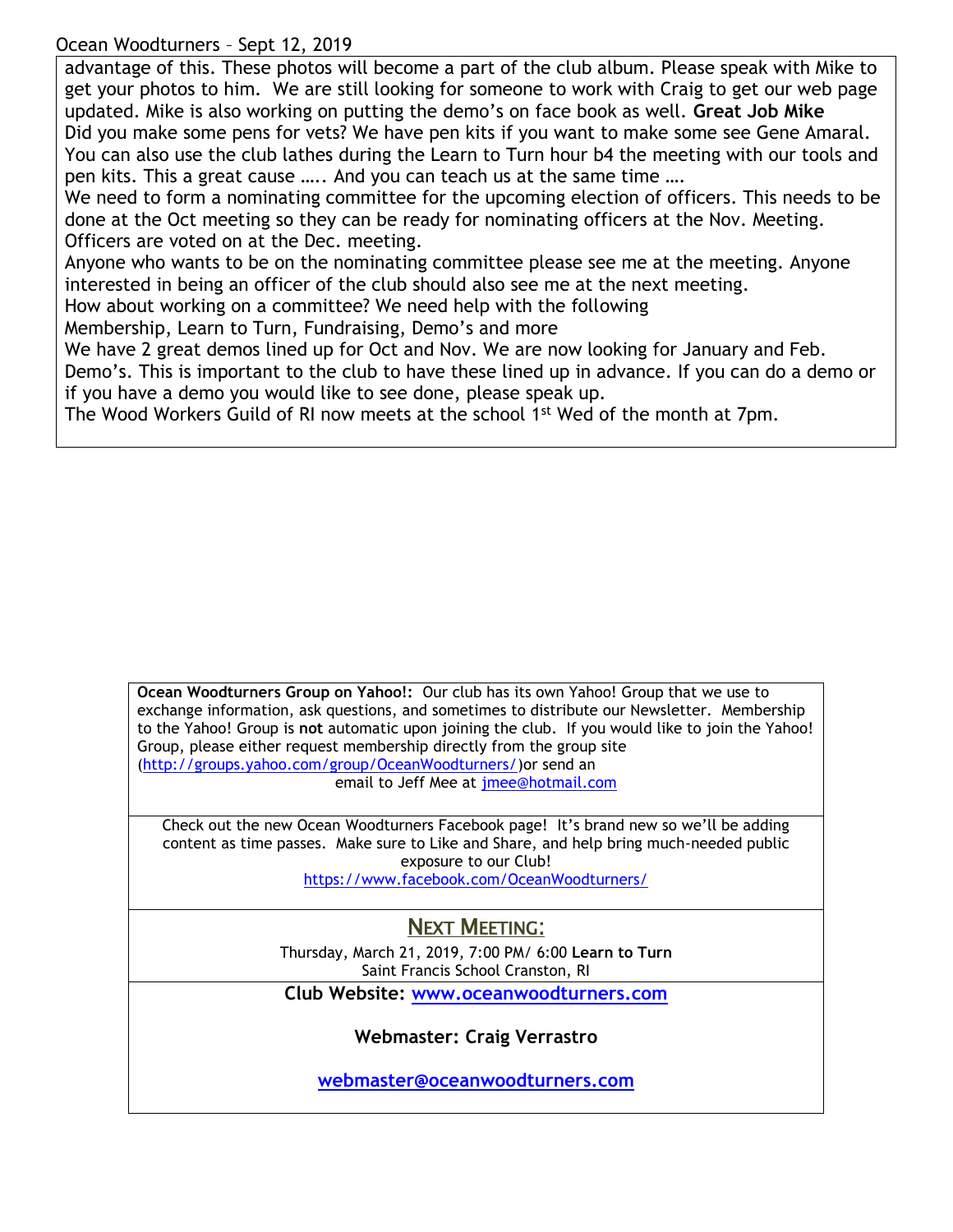advantage of this. These photos will become a part of the club album. Please speak with Mike to get your photos to him. We are still looking for someone to work with Craig to get our web page updated. Mike is also working on putting the demo's on face book as well. **Great Job Mike**

Did you make some pens for vets? We have pen kits if you want to make some see Gene Amaral. You can also use the club lathes during the Learn to Turn hour b4 the meeting with our tools and pen kits. This a great cause ….. And you can teach us at the same time ….

We need to form a nominating committee for the upcoming election of officers. This needs to be done at the Oct meeting so they can be ready for nominating officers at the Nov. Meeting. Officers are voted on at the Dec. meeting.

Anyone who wants to be on the nominating committee please see me at the meeting. Anyone interested in being an officer of the club should also see me at the next meeting.

How about working on a committee? We need help with the following

Membership, Learn to Turn, Fundraising, Demo's and more

We have 2 great demos lined up for Oct and Nov. We are now looking for January and Feb. Demo's. This is important to the club to have these lined up in advance. If you can do a demo or if you have a demo you would like to see done, please speak up.

The Wood Workers Guild of RI now meets at the school 1st Wed of the month at 7pm.

**Ocean Woodturners Group on Yahoo!:** Our club has its own Yahoo! Group that we use to exchange information, ask questions, and sometimes to distribute our Newsletter. Membership to the Yahoo! Group is **not** automatic upon joining the club. If you would like to join the Yahoo! Group, please either request membership directly from the group site (http://groups.yahoo.com/group/OceanWoodturners/)or send an email to Jeff Mee at jmee@hotmail.com

Check out the new Ocean Woodturners Facebook page! It's brand new so we'll be adding content as time passes. Make sure to Like and Share, and help bring much-needed public exposure to our Club!
https://www.facebook.com/OceanWoodturners/

## NEXT MEETING:

Thursday, March 21, 2019, 7:00 PM/ 6:00 **Learn to Turn**
Saint Francis School Cranston, RI

**Club Website: www.oceanwoodturners.com**

**Webmaster: Craig Verrastro**

**webmaster@oceanwoodturners.com**